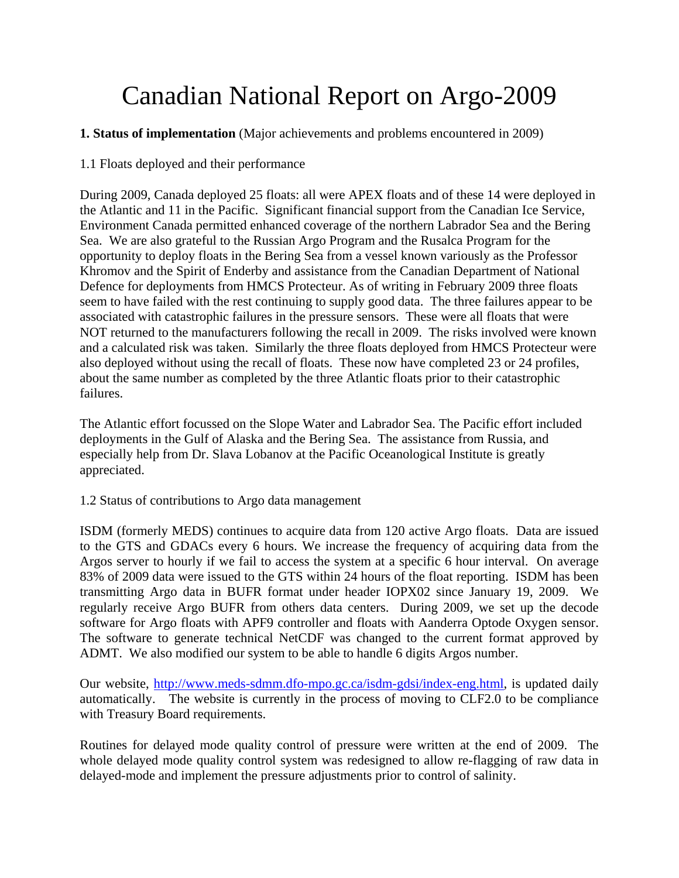# Canadian National Report on Argo-2009

**1. Status of implementation** (Major achievements and problems encountered in 2009)

1.1 Floats deployed and their performance

During 2009, Canada deployed 25 floats: all were APEX floats and of these 14 were deployed in the Atlantic and 11 in the Pacific. Significant financial support from the Canadian Ice Service, Environment Canada permitted enhanced coverage of the northern Labrador Sea and the Bering Sea. We are also grateful to the Russian Argo Program and the Rusalca Program for the opportunity to deploy floats in the Bering Sea from a vessel known variously as the Professor Khromov and the Spirit of Enderby and assistance from the Canadian Department of National Defence for deployments from HMCS Protecteur. As of writing in February 2009 three floats seem to have failed with the rest continuing to supply good data. The three failures appear to be associated with catastrophic failures in the pressure sensors. These were all floats that were NOT returned to the manufacturers following the recall in 2009. The risks involved were known and a calculated risk was taken. Similarly the three floats deployed from HMCS Protecteur were also deployed without using the recall of floats. These now have completed 23 or 24 profiles, about the same number as completed by the three Atlantic floats prior to their catastrophic failures.

The Atlantic effort focussed on the Slope Water and Labrador Sea. The Pacific effort included deployments in the Gulf of Alaska and the Bering Sea. The assistance from Russia, and especially help from Dr. Slava Lobanov at the Pacific Oceanological Institute is greatly appreciated.

1.2 Status of contributions to Argo data management

ISDM (formerly MEDS) continues to acquire data from 120 active Argo floats. Data are issued to the GTS and GDACs every 6 hours. We increase the frequency of acquiring data from the Argos server to hourly if we fail to access the system at a specific 6 hour interval. On average 83% of 2009 data were issued to the GTS within 24 hours of the float reporting. ISDM has been transmitting Argo data in BUFR format under header IOPX02 since January 19, 2009. We regularly receive Argo BUFR from others data centers. During 2009, we set up the decode software for Argo floats with APF9 controller and floats with Aanderra Optode Oxygen sensor. The software to generate technical NetCDF was changed to the current format approved by ADMT. We also modified our system to be able to handle 6 digits Argos number.

Our website, http://www.meds-sdmm.dfo-mpo.gc.ca/isdm-gdsi/index-eng.html, is updated daily automatically. The website is currently in the process of moving to CLF2.0 to be compliance with Treasury Board requirements.

Routines for delayed mode quality control of pressure were written at the end of 2009. The whole delayed mode quality control system was redesigned to allow re-flagging of raw data in delayed-mode and implement the pressure adjustments prior to control of salinity.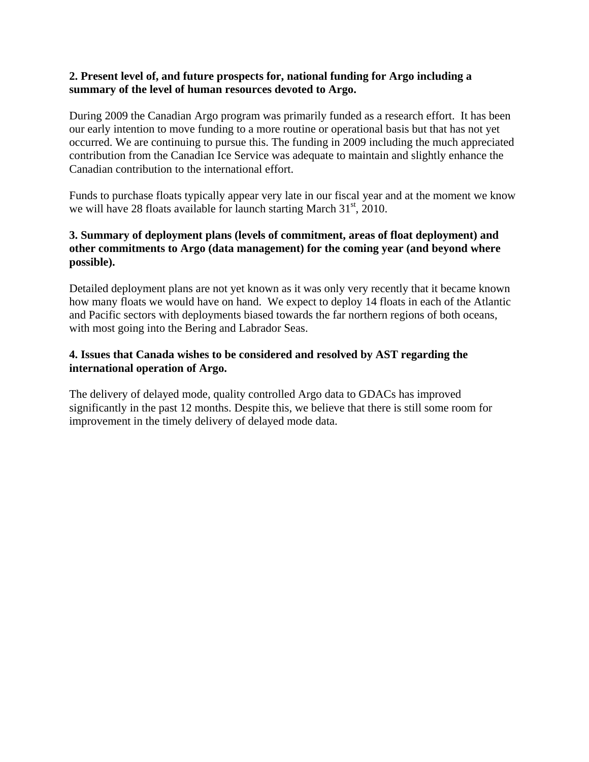**2. Present level of, and future prospects for, national funding for Argo including a summary of the level of human resources devoted to Argo.**

During 2009 the Canadian Argo program was primarily funded as a research effort. It has been our early intention to move funding to a more routine or operational basis but that has not yet occurred. We are continuing to pursue this. The funding in 2009 including the much appreciated contribution from the Canadian Ice Service was adequate to maintain and slightly enhance the Canadian contribution to the international effort.

Funds to purchase floats typically appear very late in our fiscal year and at the moment we know we will have 28 floats available for launch starting March 31st, 2010.

**3. Summary of deployment plans (levels of commitment, areas of float deployment) and other commitments to Argo (data management) for the coming year (and beyond where possible).**

Detailed deployment plans are not yet known as it was only very recently that it became known how many floats we would have on hand. We expect to deploy 14 floats in each of the Atlantic and Pacific sectors with deployments biased towards the far northern regions of both oceans, with most going into the Bering and Labrador Seas.

**4. Issues that Canada wishes to be considered and resolved by AST regarding the international operation of Argo.**

The delivery of delayed mode, quality controlled Argo data to GDACs has improved significantly in the past 12 months. Despite this, we believe that there is still some room for improvement in the timely delivery of delayed mode data.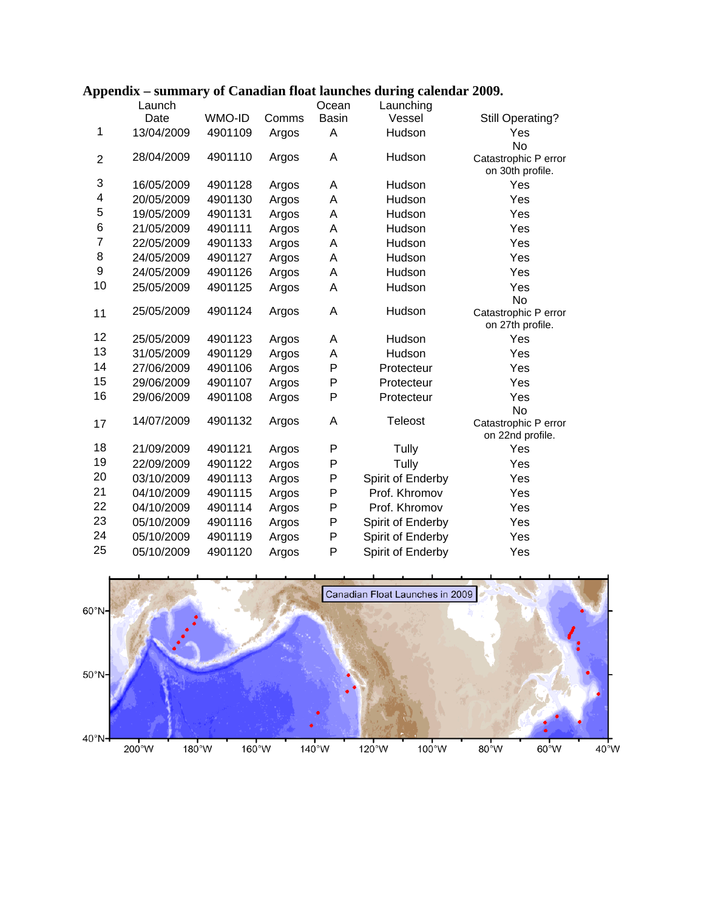## Appendix – summary of Canadian float launches during calendar 2009.

| | Launch Date | WMO-ID | Comms | Ocean Basin | Launching Vessel | Still Operating? |
|---|---|---|---|---|---|---|
| 1 | 13/04/2009 | 4901109 | Argos | A | Hudson | Yes |
| 2 | 28/04/2009 | 4901110 | Argos | A | Hudson | No Catastrophic P error on 30th profile. |
| 3 | 16/05/2009 | 4901128 | Argos | A | Hudson | Yes |
| 4 | 20/05/2009 | 4901130 | Argos | A | Hudson | Yes |
| 5 | 19/05/2009 | 4901131 | Argos | A | Hudson | Yes |
| 6 | 21/05/2009 | 4901111 | Argos | A | Hudson | Yes |
| 7 | 22/05/2009 | 4901133 | Argos | A | Hudson | Yes |
| 8 | 24/05/2009 | 4901127 | Argos | A | Hudson | Yes |
| 9 | 24/05/2009 | 4901126 | Argos | A | Hudson | Yes |
| 10 | 25/05/2009 | 4901125 | Argos | A | Hudson | Yes |
| 11 | 25/05/2009 | 4901124 | Argos | A | Hudson | No Catastrophic P error on 27th profile. |
| 12 | 25/05/2009 | 4901123 | Argos | A | Hudson | Yes |
| 13 | 31/05/2009 | 4901129 | Argos | A | Hudson | Yes |
| 14 | 27/06/2009 | 4901106 | Argos | P | Protecteur | Yes |
| 15 | 29/06/2009 | 4901107 | Argos | P | Protecteur | Yes |
| 16 | 29/06/2009 | 4901108 | Argos | P | Protecteur | Yes |
| 17 | 14/07/2009 | 4901132 | Argos | A | Teleost | No Catastrophic P error on 22nd profile. |
| 18 | 21/09/2009 | 4901121 | Argos | P | Tully | Yes |
| 19 | 22/09/2009 | 4901122 | Argos | P | Tully | Yes |
| 20 | 03/10/2009 | 4901113 | Argos | P | Spirit of Enderby | Yes |
| 21 | 04/10/2009 | 4901115 | Argos | P | Prof. Khromov | Yes |
| 22 | 04/10/2009 | 4901114 | Argos | P | Prof. Khromov | Yes |
| 23 | 05/10/2009 | 4901116 | Argos | P | Spirit of Enderby | Yes |
| 24 | 05/10/2009 | 4901119 | Argos | P | Spirit of Enderby | Yes |
| 25 | 05/10/2009 | 4901120 | Argos | P | Spirit of Enderby | Yes |

Canadian Float Launches in 2009

60°N
50°N
40°N
200°W 180°W 160°W 140°W 120°W 100°W 80°W 60°W 40°W